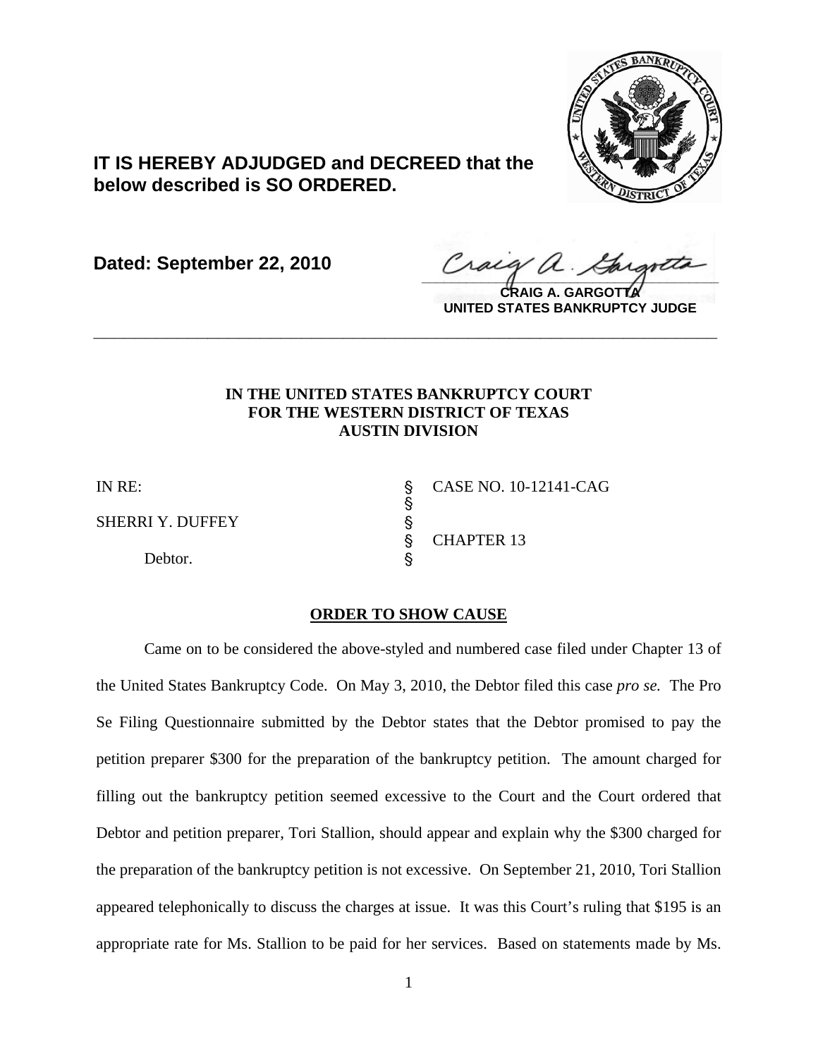**IT IS HEREBY ADJUDGED and DECREED that the below described is SO ORDERED.**

**Dated: September 22, 2010**

**CRAIG A. GARGOTTA**
**UNITED STATES BANKRUPTCY JUDGE**

---

**IN THE UNITED STATES BANKRUPTCY COURT**
**FOR THE WESTERN DISTRICT OF TEXAS**
**AUSTIN DIVISION**

| | | |
|---|---|---|
| IN RE: | § | CASE NO. 10-12141-CAG |
| | § | |
| SHERRI Y. DUFFEY | § | |
| | § | CHAPTER 13 |
| Debtor. | § | |

**ORDER TO SHOW CAUSE**

Came on to be considered the above-styled and numbered case filed under Chapter 13 of the United States Bankruptcy Code. On May 3, 2010, the Debtor filed this case *pro se.* The Pro Se Filing Questionnaire submitted by the Debtor states that the Debtor promised to pay the petition preparer $300 for the preparation of the bankruptcy petition. The amount charged for filling out the bankruptcy petition seemed excessive to the Court and the Court ordered that Debtor and petition preparer, Tori Stallion, should appear and explain why the $300 charged for the preparation of the bankruptcy petition is not excessive. On September 21, 2010, Tori Stallion appeared telephonically to discuss the charges at issue. It was this Court's ruling that $195 is an appropriate rate for Ms. Stallion to be paid for her services. Based on statements made by Ms.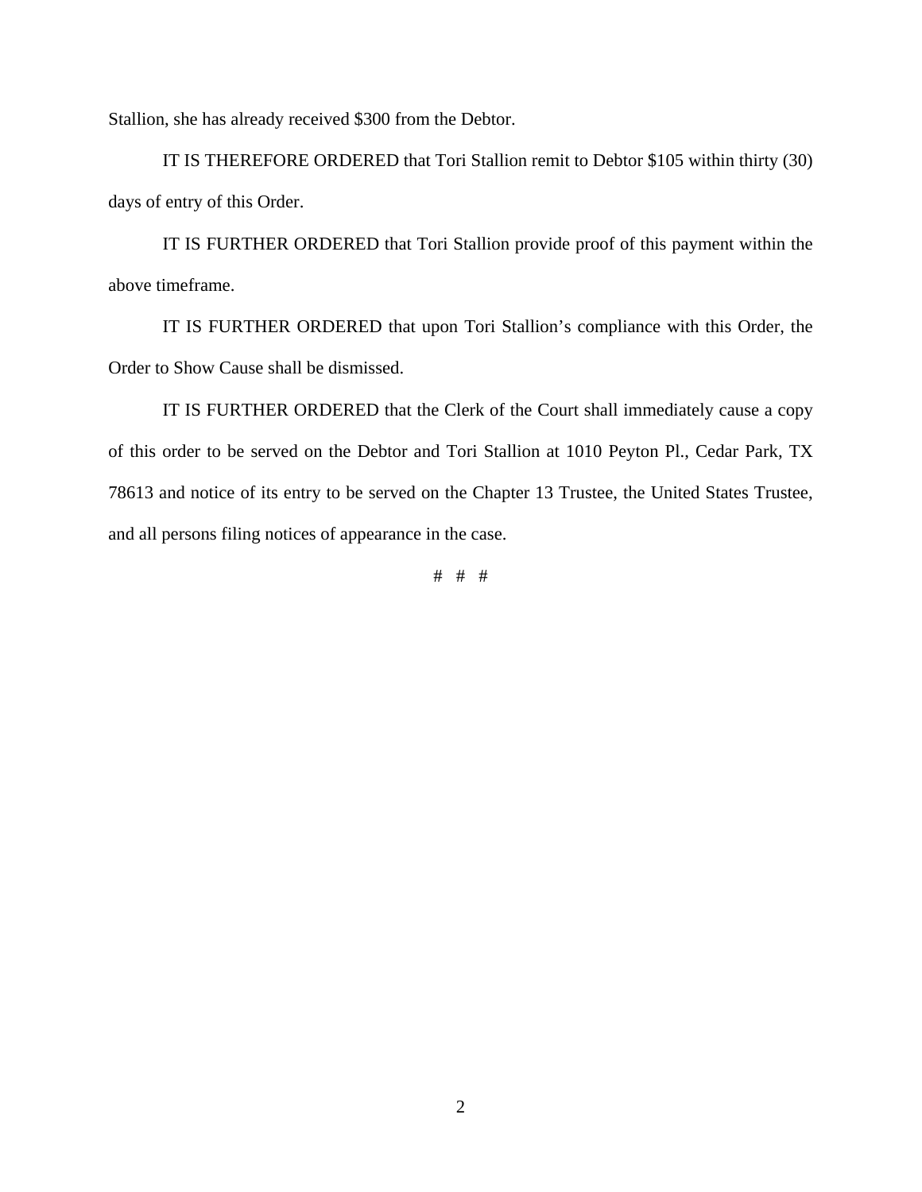Stallion, she has already received $300 from the Debtor.

IT IS THEREFORE ORDERED that Tori Stallion remit to Debtor $105 within thirty (30) days of entry of this Order.

IT IS FURTHER ORDERED that Tori Stallion provide proof of this payment within the above timeframe.

IT IS FURTHER ORDERED that upon Tori Stallion's compliance with this Order, the Order to Show Cause shall be dismissed.

IT IS FURTHER ORDERED that the Clerk of the Court shall immediately cause a copy of this order to be served on the Debtor and Tori Stallion at 1010 Peyton Pl., Cedar Park, TX 78613 and notice of its entry to be served on the Chapter 13 Trustee, the United States Trustee, and all persons filing notices of appearance in the case.

# # #